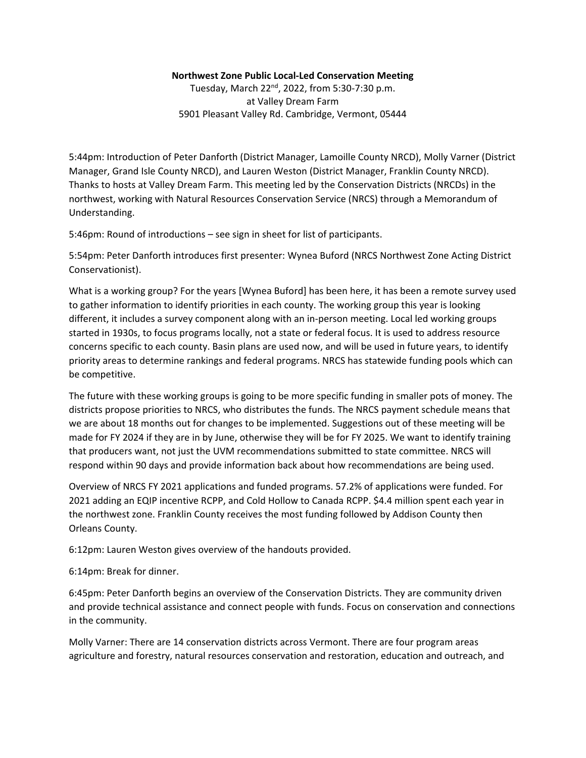**Northwest Zone Public Local-Led Conservation Meeting**

Tuesday, March 22nd, 2022, from 5:30-7:30 p.m.
at Valley Dream Farm
5901 Pleasant Valley Rd. Cambridge, Vermont, 05444

5:44pm: Introduction of Peter Danforth (District Manager, Lamoille County NRCD), Molly Varner (District Manager, Grand Isle County NRCD), and Lauren Weston (District Manager, Franklin County NRCD). Thanks to hosts at Valley Dream Farm. This meeting led by the Conservation Districts (NRCDs) in the northwest, working with Natural Resources Conservation Service (NRCS) through a Memorandum of Understanding.

5:46pm: Round of introductions – see sign in sheet for list of participants.

5:54pm: Peter Danforth introduces first presenter: Wynea Buford (NRCS Northwest Zone Acting District Conservationist).

What is a working group? For the years [Wynea Buford] has been here, it has been a remote survey used to gather information to identify priorities in each county. The working group this year is looking different, it includes a survey component along with an in-person meeting. Local led working groups started in 1930s, to focus programs locally, not a state or federal focus. It is used to address resource concerns specific to each county. Basin plans are used now, and will be used in future years, to identify priority areas to determine rankings and federal programs. NRCS has statewide funding pools which can be competitive.

The future with these working groups is going to be more specific funding in smaller pots of money. The districts propose priorities to NRCS, who distributes the funds. The NRCS payment schedule means that we are about 18 months out for changes to be implemented. Suggestions out of these meeting will be made for FY 2024 if they are in by June, otherwise they will be for FY 2025. We want to identify training that producers want, not just the UVM recommendations submitted to state committee. NRCS will respond within 90 days and provide information back about how recommendations are being used.

Overview of NRCS FY 2021 applications and funded programs. 57.2% of applications were funded. For 2021 adding an EQIP incentive RCPP, and Cold Hollow to Canada RCPP. $4.4 million spent each year in the northwest zone. Franklin County receives the most funding followed by Addison County then Orleans County.

6:12pm: Lauren Weston gives overview of the handouts provided.

6:14pm: Break for dinner.

6:45pm: Peter Danforth begins an overview of the Conservation Districts. They are community driven and provide technical assistance and connect people with funds. Focus on conservation and connections in the community.

Molly Varner: There are 14 conservation districts across Vermont. There are four program areas agriculture and forestry, natural resources conservation and restoration, education and outreach, and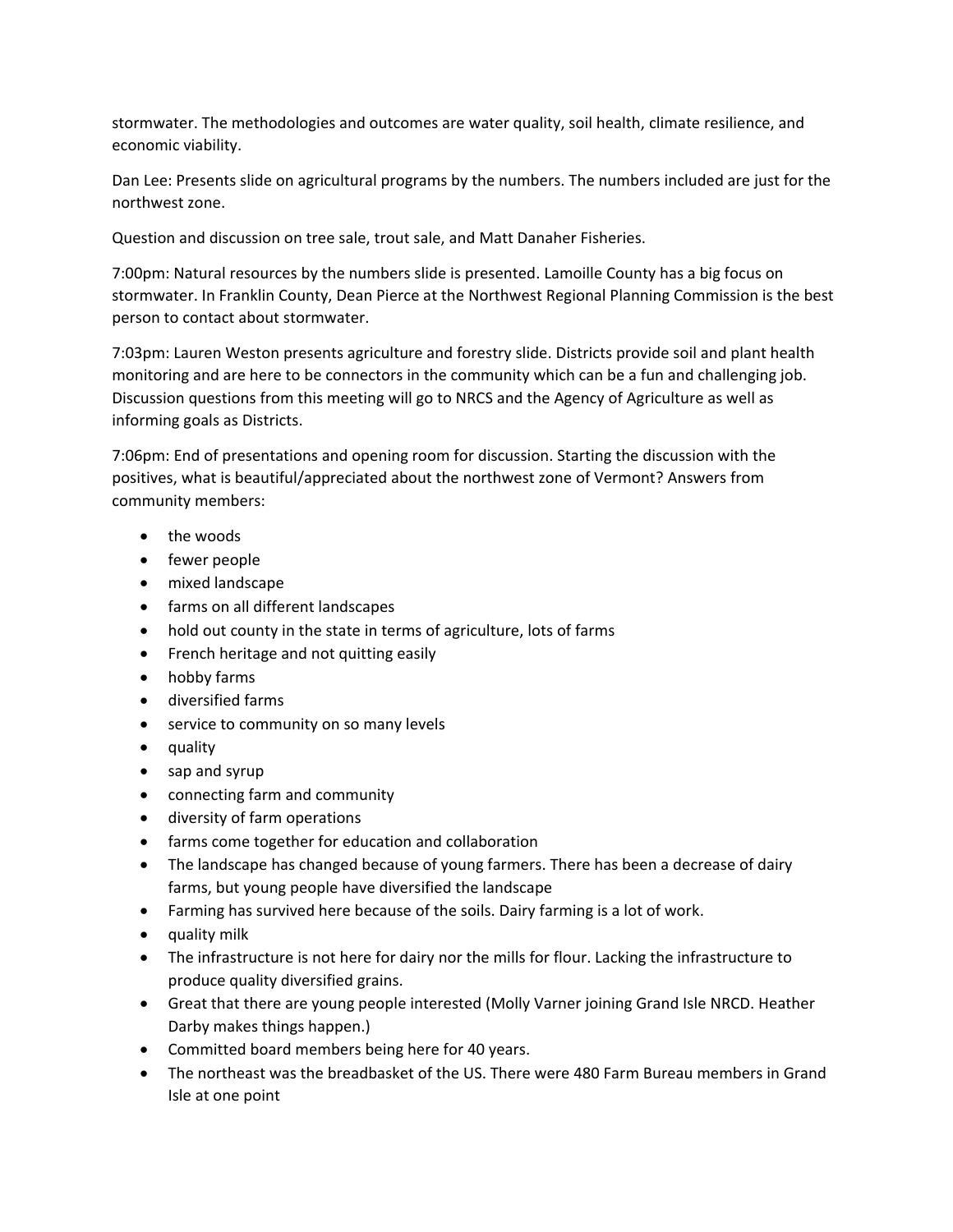stormwater. The methodologies and outcomes are water quality, soil health, climate resilience, and economic viability.

Dan Lee: Presents slide on agricultural programs by the numbers. The numbers included are just for the northwest zone.

Question and discussion on tree sale, trout sale, and Matt Danaher Fisheries.

7:00pm: Natural resources by the numbers slide is presented. Lamoille County has a big focus on stormwater. In Franklin County, Dean Pierce at the Northwest Regional Planning Commission is the best person to contact about stormwater.

7:03pm: Lauren Weston presents agriculture and forestry slide. Districts provide soil and plant health monitoring and are here to be connectors in the community which can be a fun and challenging job. Discussion questions from this meeting will go to NRCS and the Agency of Agriculture as well as informing goals as Districts.

7:06pm: End of presentations and opening room for discussion. Starting the discussion with the positives, what is beautiful/appreciated about the northwest zone of Vermont? Answers from community members:

- the woods
- fewer people
- mixed landscape
- farms on all different landscapes
- hold out county in the state in terms of agriculture, lots of farms
- French heritage and not quitting easily
- hobby farms
- diversified farms
- service to community on so many levels
- quality
- sap and syrup
- connecting farm and community
- diversity of farm operations
- farms come together for education and collaboration
- The landscape has changed because of young farmers. There has been a decrease of dairy farms, but young people have diversified the landscape
- Farming has survived here because of the soils. Dairy farming is a lot of work.
- quality milk
- The infrastructure is not here for dairy nor the mills for flour. Lacking the infrastructure to produce quality diversified grains.
- Great that there are young people interested (Molly Varner joining Grand Isle NRCD. Heather Darby makes things happen.)
- Committed board members being here for 40 years.
- The northeast was the breadbasket of the US. There were 480 Farm Bureau members in Grand Isle at one point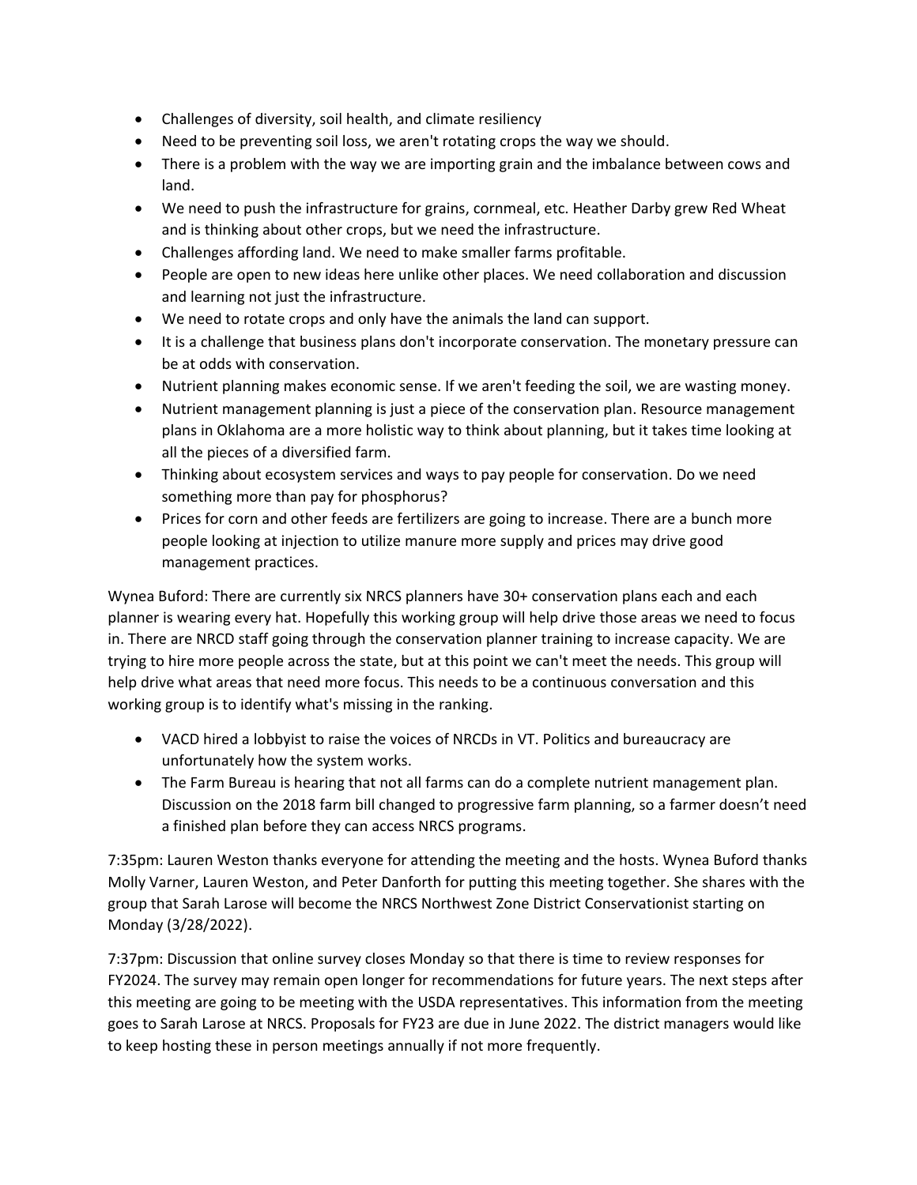- Challenges of diversity, soil health, and climate resiliency
- Need to be preventing soil loss, we aren't rotating crops the way we should.
- There is a problem with the way we are importing grain and the imbalance between cows and land.
- We need to push the infrastructure for grains, cornmeal, etc. Heather Darby grew Red Wheat and is thinking about other crops, but we need the infrastructure.
- Challenges affording land. We need to make smaller farms profitable.
- People are open to new ideas here unlike other places. We need collaboration and discussion and learning not just the infrastructure.
- We need to rotate crops and only have the animals the land can support.
- It is a challenge that business plans don't incorporate conservation. The monetary pressure can be at odds with conservation.
- Nutrient planning makes economic sense. If we aren't feeding the soil, we are wasting money.
- Nutrient management planning is just a piece of the conservation plan. Resource management plans in Oklahoma are a more holistic way to think about planning, but it takes time looking at all the pieces of a diversified farm.
- Thinking about ecosystem services and ways to pay people for conservation. Do we need something more than pay for phosphorus?
- Prices for corn and other feeds are fertilizers are going to increase. There are a bunch more people looking at injection to utilize manure more supply and prices may drive good management practices.

Wynea Buford: There are currently six NRCS planners have 30+ conservation plans each and each planner is wearing every hat. Hopefully this working group will help drive those areas we need to focus in. There are NRCD staff going through the conservation planner training to increase capacity. We are trying to hire more people across the state, but at this point we can't meet the needs. This group will help drive what areas that need more focus. This needs to be a continuous conversation and this working group is to identify what's missing in the ranking.

- VACD hired a lobbyist to raise the voices of NRCDs in VT. Politics and bureaucracy are unfortunately how the system works.
- The Farm Bureau is hearing that not all farms can do a complete nutrient management plan. Discussion on the 2018 farm bill changed to progressive farm planning, so a farmer doesn't need a finished plan before they can access NRCS programs.

7:35pm: Lauren Weston thanks everyone for attending the meeting and the hosts. Wynea Buford thanks Molly Varner, Lauren Weston, and Peter Danforth for putting this meeting together. She shares with the group that Sarah Larose will become the NRCS Northwest Zone District Conservationist starting on Monday (3/28/2022).

7:37pm: Discussion that online survey closes Monday so that there is time to review responses for FY2024. The survey may remain open longer for recommendations for future years. The next steps after this meeting are going to be meeting with the USDA representatives. This information from the meeting goes to Sarah Larose at NRCS. Proposals for FY23 are due in June 2022. The district managers would like to keep hosting these in person meetings annually if not more frequently.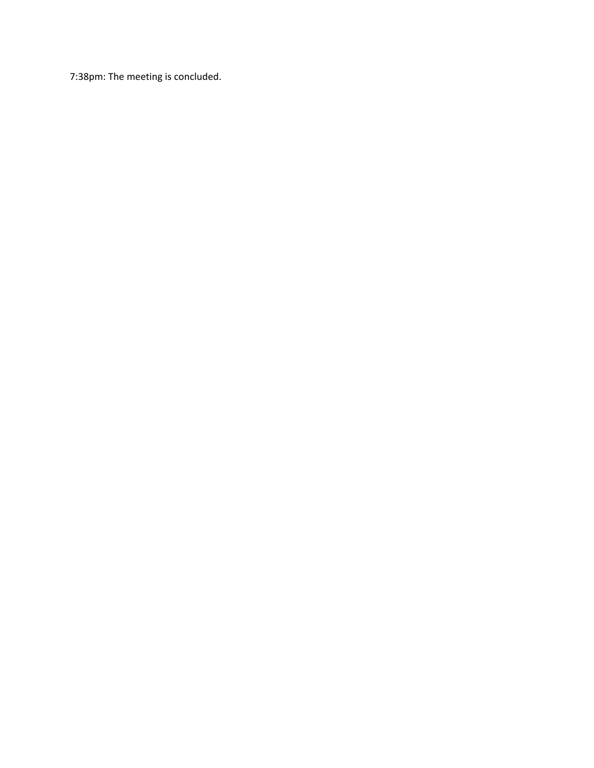7:38pm: The meeting is concluded.